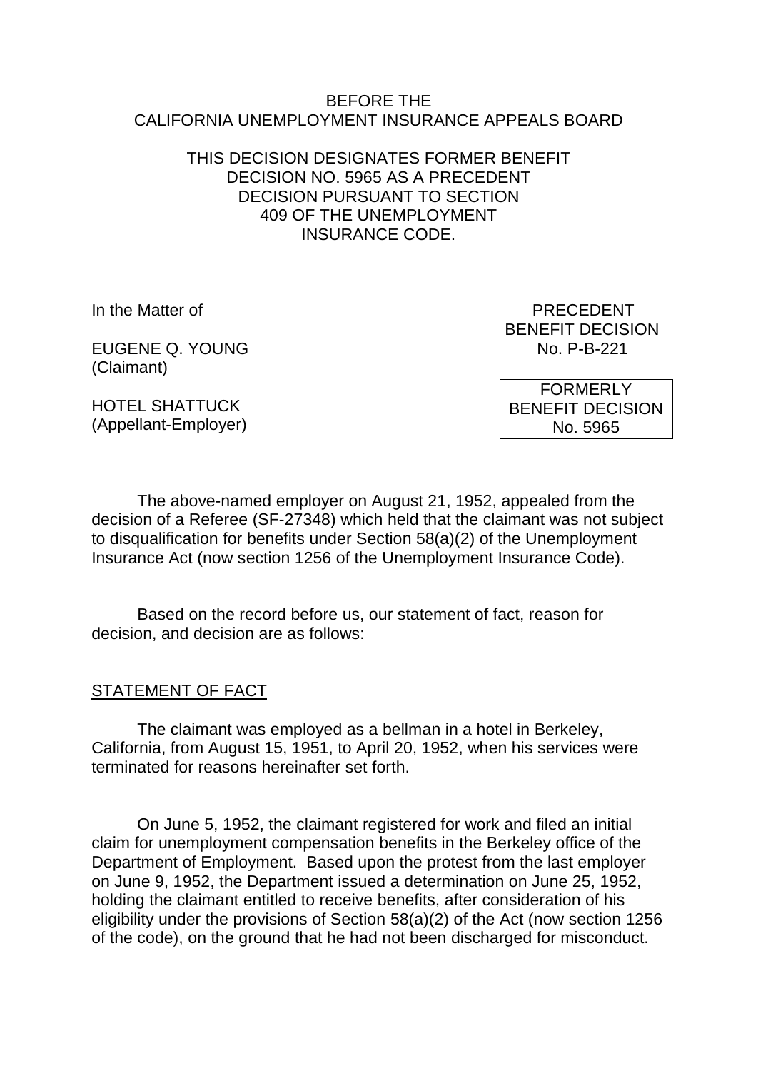BEFORE THE
CALIFORNIA UNEMPLOYMENT INSURANCE APPEALS BOARD

THIS DECISION DESIGNATES FORMER BENEFIT DECISION NO. 5965 AS A PRECEDENT DECISION PURSUANT TO SECTION 409 OF THE UNEMPLOYMENT INSURANCE CODE.

In the Matter of

EUGENE Q. YOUNG
(Claimant)

HOTEL SHATTUCK
(Appellant-Employer)

PRECEDENT
BENEFIT DECISION
No. P-B-221

FORMERLY
BENEFIT DECISION
No. 5965

The above-named employer on August 21, 1952, appealed from the decision of a Referee (SF-27348) which held that the claimant was not subject to disqualification for benefits under Section 58(a)(2) of the Unemployment Insurance Act (now section 1256 of the Unemployment Insurance Code).

Based on the record before us, our statement of fact, reason for decision, and decision are as follows:

## STATEMENT OF FACT

The claimant was employed as a bellman in a hotel in Berkeley, California, from August 15, 1951, to April 20, 1952, when his services were terminated for reasons hereinafter set forth.

On June 5, 1952, the claimant registered for work and filed an initial claim for unemployment compensation benefits in the Berkeley office of the Department of Employment. Based upon the protest from the last employer on June 9, 1952, the Department issued a determination on June 25, 1952, holding the claimant entitled to receive benefits, after consideration of his eligibility under the provisions of Section 58(a)(2) of the Act (now section 1256 of the code), on the ground that he had not been discharged for misconduct.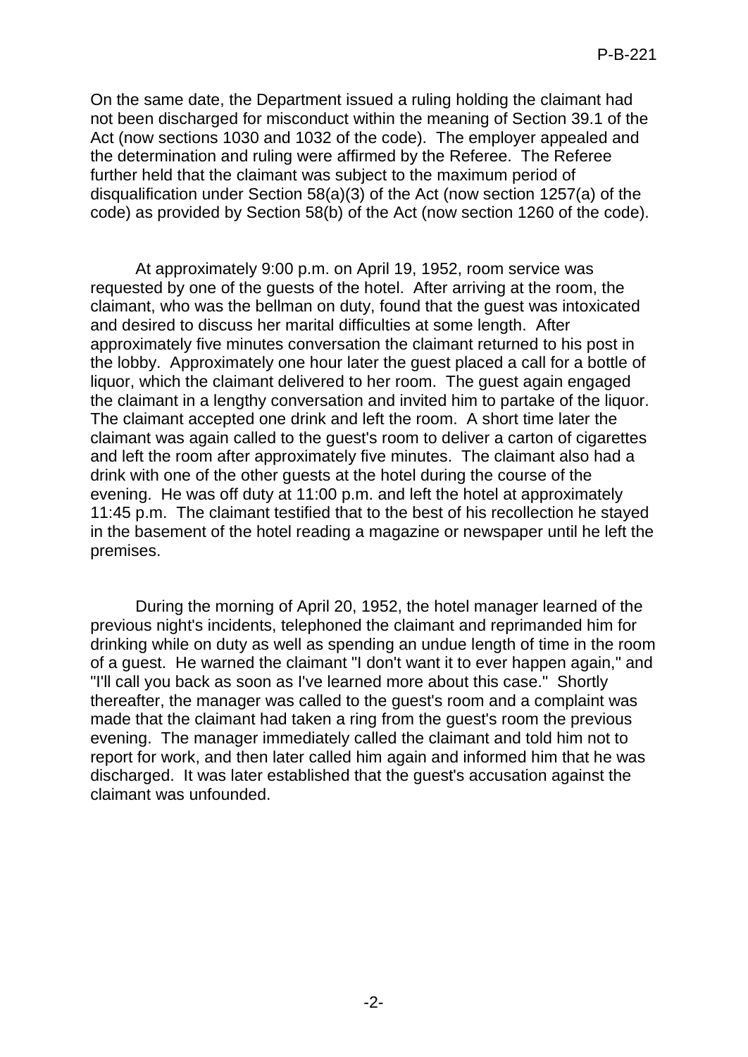On the same date, the Department issued a ruling holding the claimant had not been discharged for misconduct within the meaning of Section 39.1 of the Act (now sections 1030 and 1032 of the code). The employer appealed and the determination and ruling were affirmed by the Referee. The Referee further held that the claimant was subject to the maximum period of disqualification under Section 58(a)(3) of the Act (now section 1257(a) of the code) as provided by Section 58(b) of the Act (now section 1260 of the code).

At approximately 9:00 p.m. on April 19, 1952, room service was requested by one of the guests of the hotel. After arriving at the room, the claimant, who was the bellman on duty, found that the guest was intoxicated and desired to discuss her marital difficulties at some length. After approximately five minutes conversation the claimant returned to his post in the lobby. Approximately one hour later the guest placed a call for a bottle of liquor, which the claimant delivered to her room. The guest again engaged the claimant in a lengthy conversation and invited him to partake of the liquor. The claimant accepted one drink and left the room. A short time later the claimant was again called to the guest's room to deliver a carton of cigarettes and left the room after approximately five minutes. The claimant also had a drink with one of the other guests at the hotel during the course of the evening. He was off duty at 11:00 p.m. and left the hotel at approximately 11:45 p.m. The claimant testified that to the best of his recollection he stayed in the basement of the hotel reading a magazine or newspaper until he left the premises.

During the morning of April 20, 1952, the hotel manager learned of the previous night's incidents, telephoned the claimant and reprimanded him for drinking while on duty as well as spending an undue length of time in the room of a guest. He warned the claimant "I don't want it to ever happen again," and "I'll call you back as soon as I've learned more about this case." Shortly thereafter, the manager was called to the guest's room and a complaint was made that the claimant had taken a ring from the guest's room the previous evening. The manager immediately called the claimant and told him not to report for work, and then later called him again and informed him that he was discharged. It was later established that the guest's accusation against the claimant was unfounded.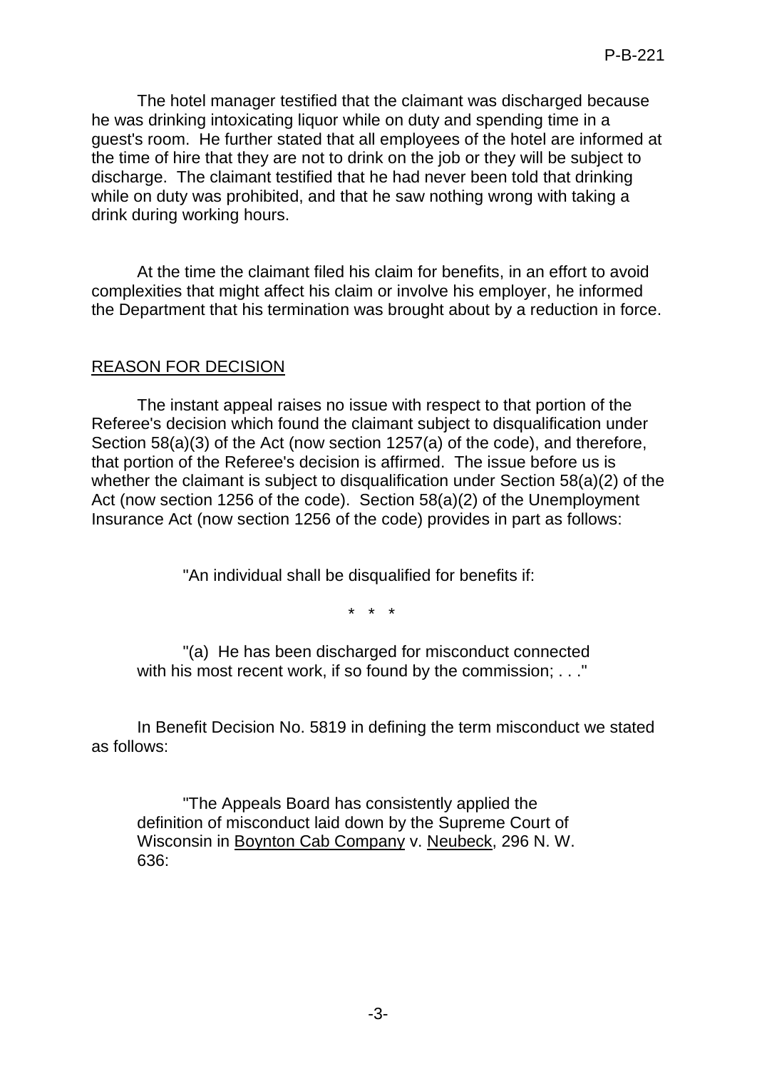The hotel manager testified that the claimant was discharged because he was drinking intoxicating liquor while on duty and spending time in a guest's room. He further stated that all employees of the hotel are informed at the time of hire that they are not to drink on the job or they will be subject to discharge. The claimant testified that he had never been told that drinking while on duty was prohibited, and that he saw nothing wrong with taking a drink during working hours.

At the time the claimant filed his claim for benefits, in an effort to avoid complexities that might affect his claim or involve his employer, he informed the Department that his termination was brought about by a reduction in force.

## REASON FOR DECISION

The instant appeal raises no issue with respect to that portion of the Referee's decision which found the claimant subject to disqualification under Section 58(a)(3) of the Act (now section 1257(a) of the code), and therefore, that portion of the Referee's decision is affirmed. The issue before us is whether the claimant is subject to disqualification under Section 58(a)(2) of the Act (now section 1256 of the code). Section 58(a)(2) of the Unemployment Insurance Act (now section 1256 of the code) provides in part as follows:

> "An individual shall be disqualified for benefits if:
>
> \* \* \*
>
> "(a) He has been discharged for misconduct connected with his most recent work, if so found by the commission; . . ."

In Benefit Decision No. 5819 in defining the term misconduct we stated as follows:

> "The Appeals Board has consistently applied the definition of misconduct laid down by the Supreme Court of Wisconsin in Boynton Cab Company v. Neubeck, 296 N. W. 636: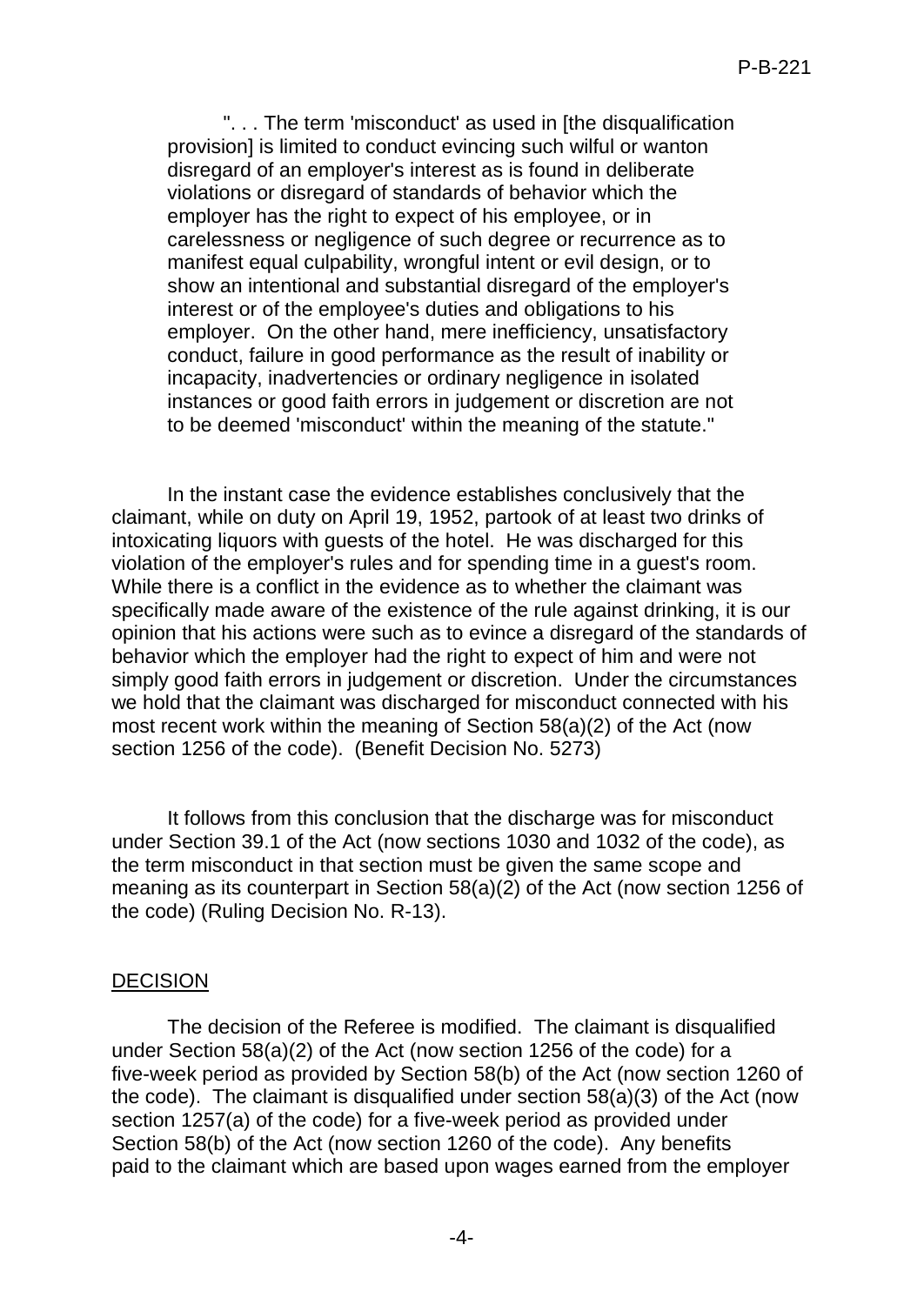> ". . . The term 'misconduct' as used in [the disqualification provision] is limited to conduct evincing such wilful or wanton disregard of an employer's interest as is found in deliberate violations or disregard of standards of behavior which the employer has the right to expect of his employee, or in carelessness or negligence of such degree or recurrence as to manifest equal culpability, wrongful intent or evil design, or to show an intentional and substantial disregard of the employer's interest or of the employee's duties and obligations to his employer. On the other hand, mere inefficiency, unsatisfactory conduct, failure in good performance as the result of inability or incapacity, inadvertencies or ordinary negligence in isolated instances or good faith errors in judgement or discretion are not to be deemed 'misconduct' within the meaning of the statute."

In the instant case the evidence establishes conclusively that the claimant, while on duty on April 19, 1952, partook of at least two drinks of intoxicating liquors with guests of the hotel. He was discharged for this violation of the employer's rules and for spending time in a guest's room. While there is a conflict in the evidence as to whether the claimant was specifically made aware of the existence of the rule against drinking, it is our opinion that his actions were such as to evince a disregard of the standards of behavior which the employer had the right to expect of him and were not simply good faith errors in judgement or discretion. Under the circumstances we hold that the claimant was discharged for misconduct connected with his most recent work within the meaning of Section 58(a)(2) of the Act (now section 1256 of the code). (Benefit Decision No. 5273)

It follows from this conclusion that the discharge was for misconduct under Section 39.1 of the Act (now sections 1030 and 1032 of the code), as the term misconduct in that section must be given the same scope and meaning as its counterpart in Section 58(a)(2) of the Act (now section 1256 of the code) (Ruling Decision No. R-13).

## DECISION

The decision of the Referee is modified. The claimant is disqualified under Section 58(a)(2) of the Act (now section 1256 of the code) for a five-week period as provided by Section 58(b) of the Act (now section 1260 of the code). The claimant is disqualified under section 58(a)(3) of the Act (now section 1257(a) of the code) for a five-week period as provided under Section 58(b) of the Act (now section 1260 of the code). Any benefits paid to the claimant which are based upon wages earned from the employer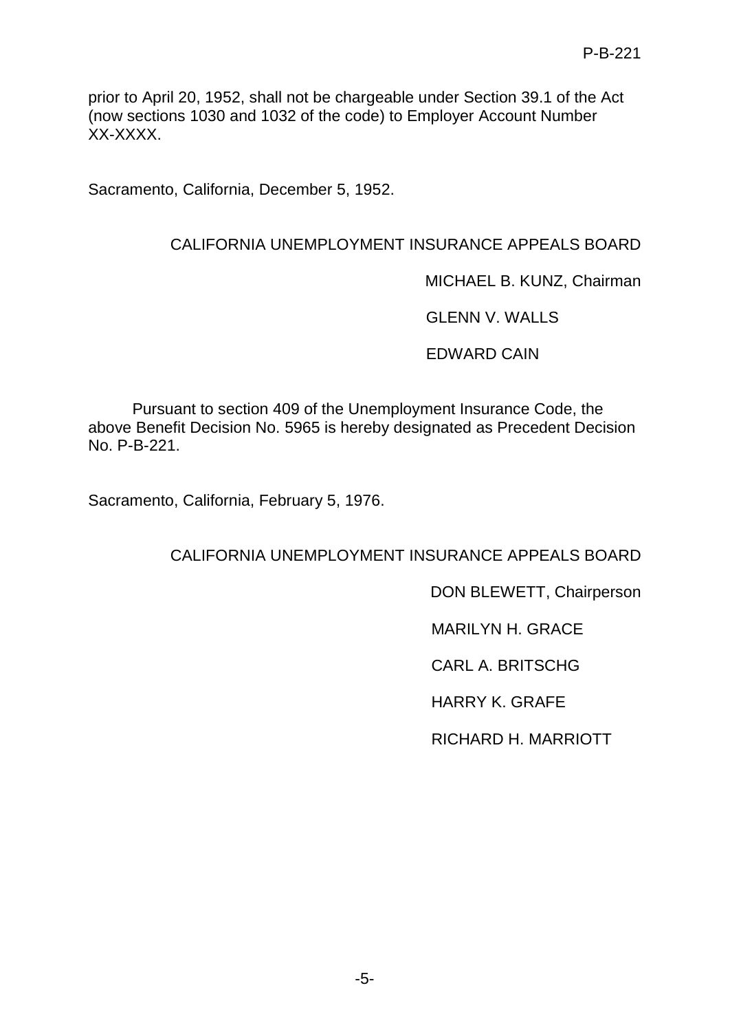prior to April 20, 1952, shall not be chargeable under Section 39.1 of the Act (now sections 1030 and 1032 of the code) to Employer Account Number XX-XXXX.

Sacramento, California, December 5, 1952.

CALIFORNIA UNEMPLOYMENT INSURANCE APPEALS BOARD

MICHAEL B. KUNZ, Chairman

GLENN V. WALLS

EDWARD CAIN

Pursuant to section 409 of the Unemployment Insurance Code, the above Benefit Decision No. 5965 is hereby designated as Precedent Decision No. P-B-221.

Sacramento, California, February 5, 1976.

CALIFORNIA UNEMPLOYMENT INSURANCE APPEALS BOARD

DON BLEWETT, Chairperson

MARILYN H. GRACE

CARL A. BRITSCHG

HARRY K. GRAFE

RICHARD H. MARRIOTT